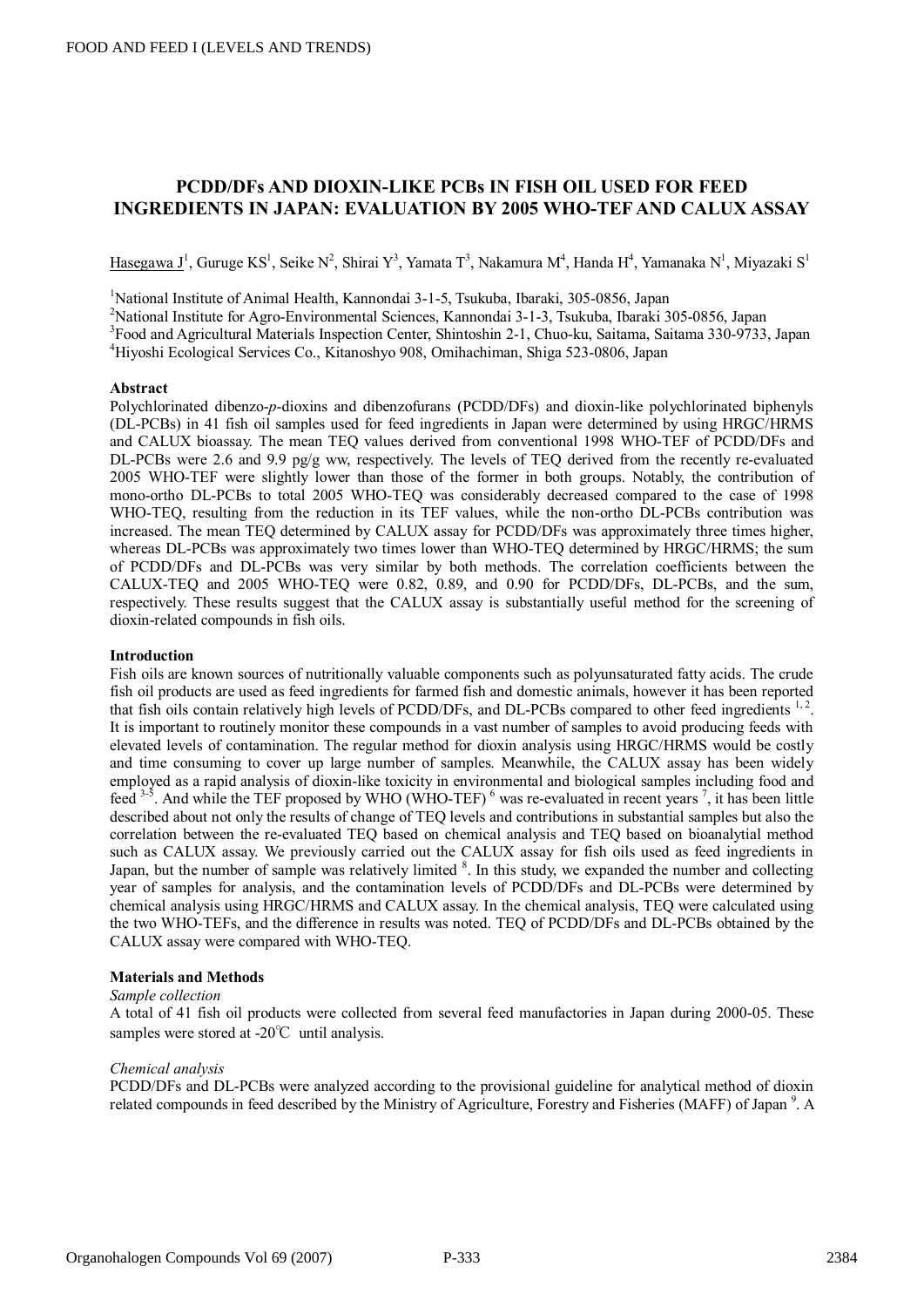# PCDD/DFs AND DIOXIN-LIKE PCBs IN FISH OIL USED FOR FEED INGREDIENTS IN JAPAN: EVALUATION BY 2005 WHO-TEF AND CALUX ASSAY

Hasegawa J[1], Guruge KS[1], Seike N[2], Shirai Y[3], Yamata T[3], Nakamura M[4], Handa H[4], Yamanaka N[1], Miyazaki S[1]

[1]National Institute of Animal Health, Kannondai 3-1-5, Tsukuba, Ibaraki, 305-0856, Japan

[2]National Institute for Agro-Environmental Sciences, Kannondai 3-1-3, Tsukuba, Ibaraki 305-0856, Japan

[3]Food and Agricultural Materials Inspection Center, Shintoshin 2-1, Chuo-ku, Saitama, Saitama 330-9733, Japan

[4]Hiyoshi Ecological Services Co., Kitanoshyo 908, Omihachiman, Shiga 523-0806, Japan

## Abstract

Polychlorinated dibenzo-*p*-dioxins and dibenzofurans (PCDD/DFs) and dioxin-like polychlorinated biphenyls (DL-PCBs) in 41 fish oil samples used for feed ingredients in Japan were determined by using HRGC/HRMS and CALUX bioassay. The mean TEQ values derived from conventional 1998 WHO-TEF of PCDD/DFs and DL-PCBs were 2.6 and 9.9 pg/g ww, respectively. The levels of TEQ derived from the recently re-evaluated 2005 WHO-TEF were slightly lower than those of the former in both groups. Notably, the contribution of mono-ortho DL-PCBs to total 2005 WHO-TEQ was considerably decreased compared to the case of 1998 WHO-TEQ, resulting from the reduction in its TEF values, while the non-ortho DL-PCBs contribution was increased. The mean TEQ determined by CALUX assay for PCDD/DFs was approximately three times higher, whereas DL-PCBs was approximately two times lower than WHO-TEQ determined by HRGC/HRMS; the sum of PCDD/DFs and DL-PCBs was very similar by both methods. The correlation coefficients between the CALUX-TEQ and 2005 WHO-TEQ were 0.82, 0.89, and 0.90 for PCDD/DFs, DL-PCBs, and the sum, respectively. These results suggest that the CALUX assay is substantially useful method for the screening of dioxin-related compounds in fish oils.

## Introduction

Fish oils are known sources of nutritionally valuable components such as polyunsaturated fatty acids. The crude fish oil products are used as feed ingredients for farmed fish and domestic animals, however it has been reported that fish oils contain relatively high levels of PCDD/DFs, and DL-PCBs compared to other feed ingredients [1, 2]. It is important to routinely monitor these compounds in a vast number of samples to avoid producing feeds with elevated levels of contamination. The regular method for dioxin analysis using HRGC/HRMS would be costly and time consuming to cover up large number of samples. Meanwhile, the CALUX assay has been widely employed as a rapid analysis of dioxin-like toxicity in environmental and biological samples including food and feed [3-5]. And while the TEF proposed by WHO (WHO-TEF) [6] was re-evaluated in recent years [7], it has been little described about not only the results of change of TEQ levels and contributions in substantial samples but also the correlation between the re-evaluated TEQ based on chemical analysis and TEQ based on bioanalytial method such as CALUX assay. We previously carried out the CALUX assay for fish oils used as feed ingredients in Japan, but the number of sample was relatively limited [8]. In this study, we expanded the number and collecting year of samples for analysis, and the contamination levels of PCDD/DFs and DL-PCBs were determined by chemical analysis using HRGC/HRMS and CALUX assay. In the chemical analysis, TEQ were calculated using the two WHO-TEFs, and the difference in results was noted. TEQ of PCDD/DFs and DL-PCBs obtained by the CALUX assay were compared with WHO-TEQ.

## Materials and Methods

*Sample collection*

A total of 41 fish oil products were collected from several feed manufactories in Japan during 2000-05. These samples were stored at -20℃ until analysis.

*Chemical analysis*

PCDD/DFs and DL-PCBs were analyzed according to the provisional guideline for analytical method of dioxin related compounds in feed described by the Ministry of Agriculture, Forestry and Fisheries (MAFF) of Japan [9]. A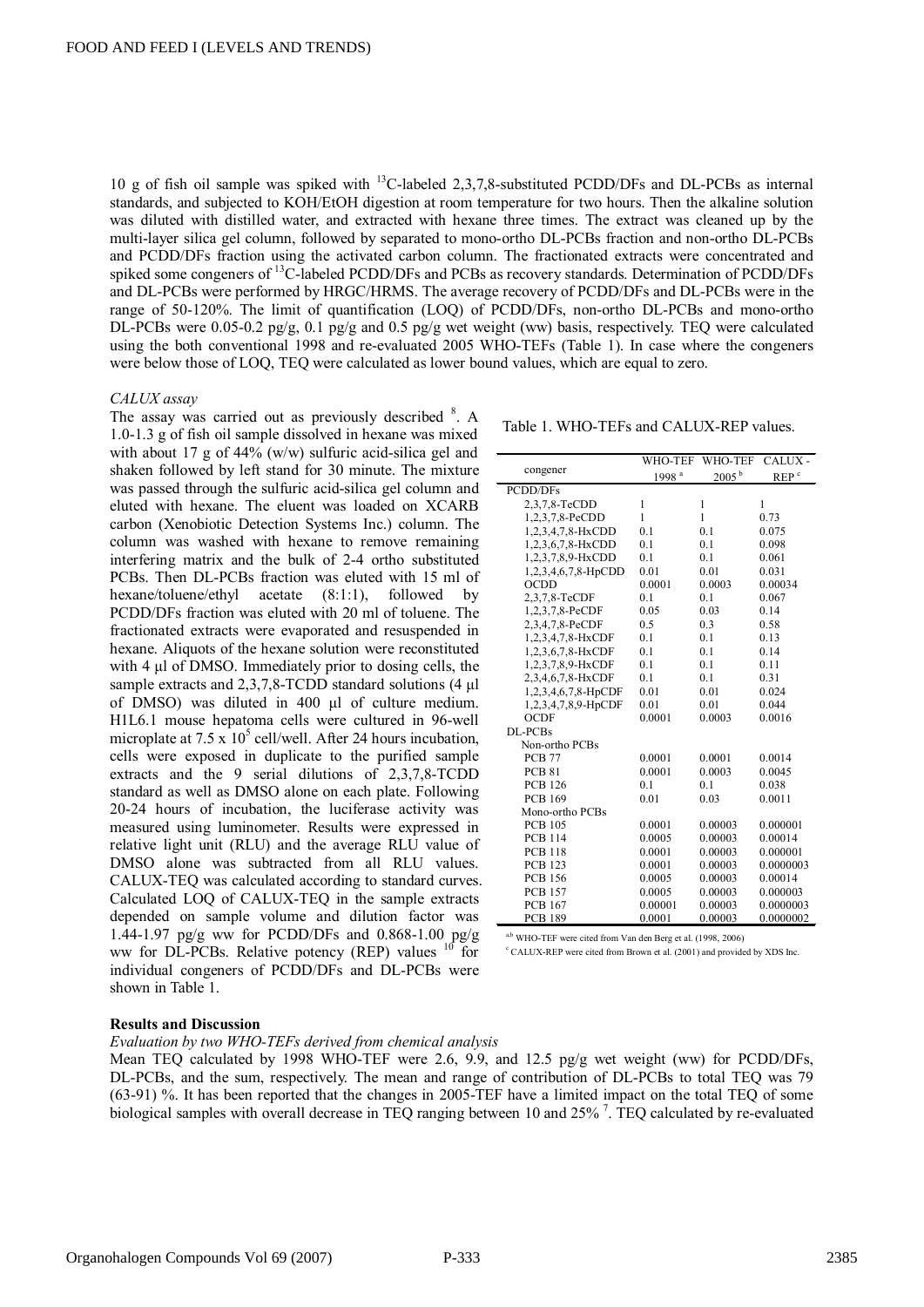10 g of fish oil sample was spiked with $^{13}C$-labeled 2,3,7,8-substituted PCDD/DFs and DL-PCBs as internal standards, and subjected to KOH/EtOH digestion at room temperature for two hours. Then the alkaline solution was diluted with distilled water, and extracted with hexane three times. The extract was cleaned up by the multi-layer silica gel column, followed by separated to mono-ortho DL-PCBs fraction and non-ortho DL-PCBs and PCDD/DFs fraction using the activated carbon column. The fractionated extracts were concentrated and spiked some congeners of $^{13}C$-labeled PCDD/DFs and PCBs as recovery standards. Determination of PCDD/DFs and DL-PCBs were performed by HRGC/HRMS. The average recovery of PCDD/DFs and DL-PCBs were in the range of 50-120%. The limit of quantification (LOQ) of PCDD/DFs, non-ortho DL-PCBs and mono-ortho DL-PCBs were 0.05-0.2 pg/g, 0.1 pg/g and 0.5 pg/g wet weight (ww) basis, respectively. TEQ were calculated using the both conventional 1998 and re-evaluated 2005 WHO-TEFs (Table 1). In case where the congeners were below those of LOQ, TEQ were calculated as lower bound values, which are equal to zero.

*CALUX assay*

The assay was carried out as previously described [8]. A 1.0-1.3 g of fish oil sample dissolved in hexane was mixed with about 17 g of 44% (w/w) sulfuric acid-silica gel and shaken followed by left stand for 30 minute. The mixture was passed through the sulfuric acid-silica gel column and eluted with hexane. The eluent was loaded on XCARB carbon (Xenobiotic Detection Systems Inc.) column. The column was washed with hexane to remove remaining interfering matrix and the bulk of 2-4 ortho substituted PCBs. Then DL-PCBs fraction was eluted with 15 ml of hexane/toluene/ethyl acetate (8:1:1), followed by PCDD/DFs fraction was eluted with 20 ml of toluene. The fractionated extracts were evaporated and resuspended in hexane. Aliquots of the hexane solution were reconstituted with 4 µl of DMSO. Immediately prior to dosing cells, the sample extracts and 2,3,7,8-TCDD standard solutions (4 µl of DMSO) was diluted in 400 µl of culture medium. H1L6.1 mouse hepatoma cells were cultured in 96-well microplate at $7.5 \times 10^5$ cell/well. After 24 hours incubation, cells were exposed in duplicate to the purified sample extracts and the 9 serial dilutions of 2,3,7,8-TCDD standard as well as DMSO alone on each plate. Following 20-24 hours of incubation, the luciferase activity was measured using luminometer. Results were expressed in relative light unit (RLU) and the average RLU value of DMSO alone was subtracted from all RLU values. CALUX-TEQ was calculated according to standard curves. Calculated LOQ of CALUX-TEQ in the sample extracts depended on sample volume and dilution factor was 1.44-1.97 pg/g ww for PCDD/DFs and 0.868-1.00 pg/g ww for DL-PCBs. Relative potency (REP) values [10] for individual congeners of PCDD/DFs and DL-PCBs were shown in Table 1.

Table 1. WHO-TEFs and CALUX-REP values.

| congener | WHO-TEF 1998 [a] | WHO-TEF 2005 [b] | CALUX-REP [c] |
|---|---|---|---|
| PCDD/DFs | | | |
| 2,3,7,8-TeCDD | 1 | 1 | 1 |
| 1,2,3,7,8-PeCDD | 1 | 1 | 0.73 |
| 1,2,3,4,7,8-HxCDD | 0.1 | 0.1 | 0.075 |
| 1,2,3,6,7,8-HxCDD | 0.1 | 0.1 | 0.098 |
| 1,2,3,7,8,9-HxCDD | 0.1 | 0.1 | 0.061 |
| 1,2,3,4,6,7,8-HpCDD | 0.01 | 0.01 | 0.031 |
| OCDD | 0.0001 | 0.0003 | 0.00034 |
| 2,3,7,8-TeCDF | 0.1 | 0.1 | 0.067 |
| 1,2,3,7,8-PeCDF | 0.05 | 0.03 | 0.14 |
| 2,3,4,7,8-PeCDF | 0.5 | 0.3 | 0.58 |
| 1,2,3,4,7,8-HxCDF | 0.1 | 0.1 | 0.13 |
| 1,2,3,6,7,8-HxCDF | 0.1 | 0.1 | 0.14 |
| 1,2,3,7,8,9-HxCDF | 0.1 | 0.1 | 0.11 |
| 2,3,4,6,7,8-HxCDF | 0.1 | 0.1 | 0.31 |
| 1,2,3,4,6,7,8-HpCDF | 0.01 | 0.01 | 0.024 |
| 1,2,3,4,7,8,9-HpCDF | 0.01 | 0.01 | 0.044 |
| OCDF | 0.0001 | 0.0003 | 0.0016 |
| DL-PCBs | | | |
| Non-ortho PCBs | | | |
| PCB 77 | 0.0001 | 0.0001 | 0.0014 |
| PCB 81 | 0.0001 | 0.0003 | 0.0045 |
| PCB 126 | 0.1 | 0.1 | 0.038 |
| PCB 169 | 0.01 | 0.03 | 0.0011 |
| Mono-ortho PCBs | | | |
| PCB 105 | 0.0001 | 0.00003 | 0.000001 |
| PCB 114 | 0.0005 | 0.00003 | 0.00014 |
| PCB 118 | 0.0001 | 0.00003 | 0.000001 |
| PCB 123 | 0.0001 | 0.00003 | 0.0000003 |
| PCB 156 | 0.0005 | 0.00003 | 0.00014 |
| PCB 157 | 0.0005 | 0.00003 | 0.000003 |
| PCB 167 | 0.00001 | 0.00003 | 0.0000003 |
| PCB 189 | 0.0001 | 0.00003 | 0.0000002 |

[a,b] WHO-TEF were cited from Van den Berg et al. (1998, 2006)

[c] CALUX-REP were cited from Brown et al. (2001) and provided by XDS Inc.

**Results and Discussion**

*Evaluation by two WHO-TEFs derived from chemical analysis*

Mean TEQ calculated by 1998 WHO-TEF were 2.6, 9.9, and 12.5 pg/g wet weight (ww) for PCDD/DFs, DL-PCBs, and the sum, respectively. The mean and range of contribution of DL-PCBs to total TEQ was 79 (63-91) %. It has been reported that the changes in 2005-TEF have a limited impact on the total TEQ of some biological samples with overall decrease in TEQ ranging between 10 and 25% [7]. TEQ calculated by re-evaluated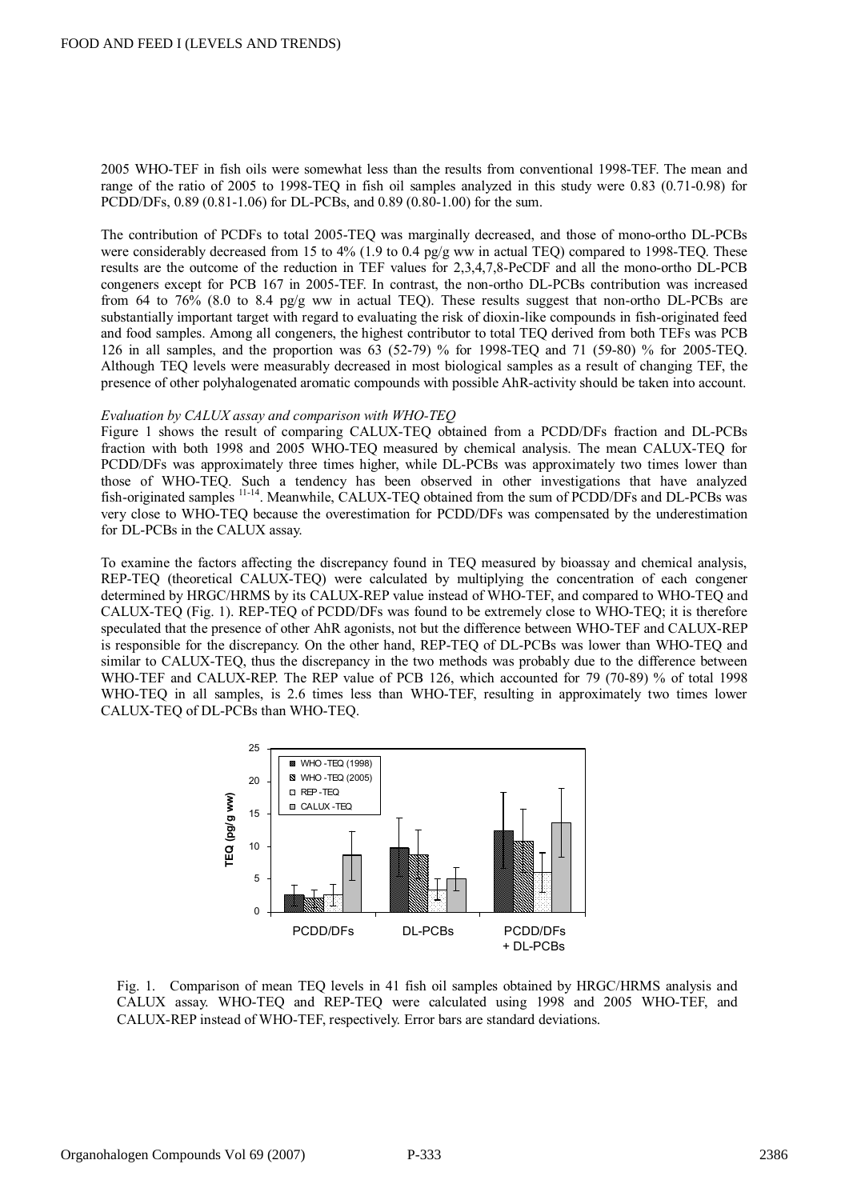2005 WHO-TEF in fish oils were somewhat less than the results from conventional 1998-TEF. The mean and range of the ratio of 2005 to 1998-TEQ in fish oil samples analyzed in this study were 0.83 (0.71-0.98) for PCDD/DFs, 0.89 (0.81-1.06) for DL-PCBs, and 0.89 (0.80-1.00) for the sum.

The contribution of PCDFs to total 2005-TEQ was marginally decreased, and those of mono-ortho DL-PCBs were considerably decreased from 15 to 4% (1.9 to 0.4 pg/g ww in actual TEQ) compared to 1998-TEQ. These results are the outcome of the reduction in TEF values for 2,3,4,7,8-PeCDF and all the mono-ortho DL-PCB congeners except for PCB 167 in 2005-TEF. In contrast, the non-ortho DL-PCBs contribution was increased from 64 to 76% (8.0 to 8.4 pg/g ww in actual TEQ). These results suggest that non-ortho DL-PCBs are substantially important target with regard to evaluating the risk of dioxin-like compounds in fish-originated feed and food samples. Among all congeners, the highest contributor to total TEQ derived from both TEFs was PCB 126 in all samples, and the proportion was 63 (52-79) % for 1998-TEQ and 71 (59-80) % for 2005-TEQ. Although TEQ levels were measurably decreased in most biological samples as a result of changing TEF, the presence of other polyhalogenated aromatic compounds with possible AhR-activity should be taken into account.

*Evaluation by CALUX assay and comparison with WHO-TEQ*

Figure 1 shows the result of comparing CALUX-TEQ obtained from a PCDD/DFs fraction and DL-PCBs fraction with both 1998 and 2005 WHO-TEQ measured by chemical analysis. The mean CALUX-TEQ for PCDD/DFs was approximately three times higher, while DL-PCBs was approximately two times lower than those of WHO-TEQ. Such a tendency has been observed in other investigations that have analyzed fish-originated samples [11-14]. Meanwhile, CALUX-TEQ obtained from the sum of PCDD/DFs and DL-PCBs was very close to WHO-TEQ because the overestimation for PCDD/DFs was compensated by the underestimation for DL-PCBs in the CALUX assay.

To examine the factors affecting the discrepancy found in TEQ measured by bioassay and chemical analysis, REP-TEQ (theoretical CALUX-TEQ) were calculated by multiplying the concentration of each congener determined by HRGC/HRMS by its CALUX-REP value instead of WHO-TEF, and compared to WHO-TEQ and CALUX-TEQ (Fig. 1). REP-TEQ of PCDD/DFs was found to be extremely close to WHO-TEQ; it is therefore speculated that the presence of other AhR agonists, not but the difference between WHO-TEF and CALUX-REP is responsible for the discrepancy. On the other hand, REP-TEQ of DL-PCBs was lower than WHO-TEQ and similar to CALUX-TEQ, thus the discrepancy in the two methods was probably due to the difference between WHO-TEF and CALUX-REP. The REP value of PCB 126, which accounted for 79 (70-89) % of total 1998 WHO-TEQ in all samples, is 2.6 times less than WHO-TEF, resulting in approximately two times lower CALUX-TEQ of DL-PCBs than WHO-TEQ.

Fig. 1. Comparison of mean TEQ levels in 41 fish oil samples obtained by HRGC/HRMS analysis and CALUX assay. WHO-TEQ and REP-TEQ were calculated using 1998 and 2005 WHO-TEF, and CALUX-REP instead of WHO-TEF, respectively. Error bars are standard deviations.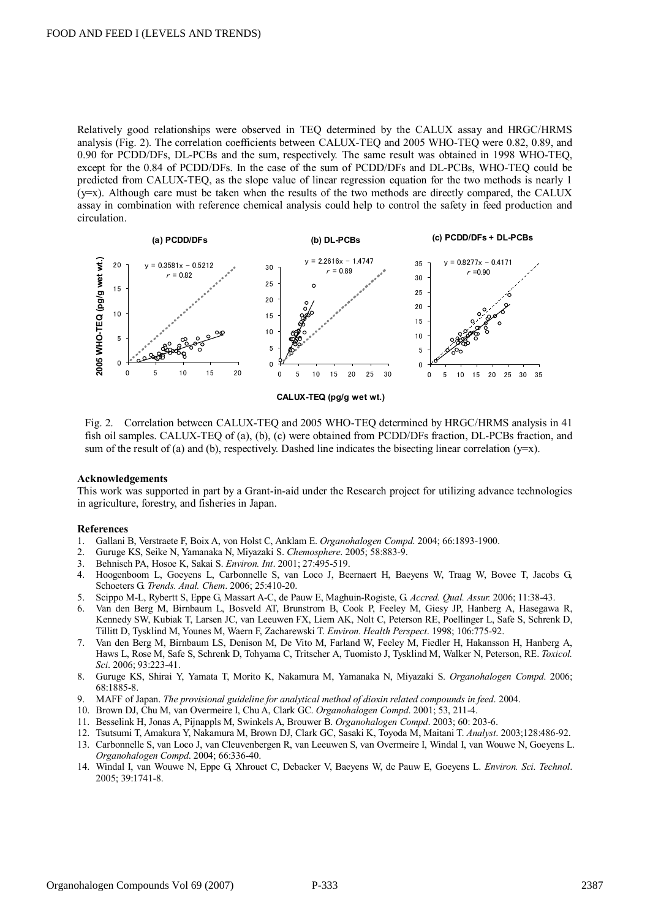Relatively good relationships were observed in TEQ determined by the CALUX assay and HRGC/HRMS analysis (Fig. 2). The correlation coefficients between CALUX-TEQ and 2005 WHO-TEQ were 0.82, 0.89, and 0.90 for PCDD/DFs, DL-PCBs and the sum, respectively. The same result was obtained in 1998 WHO-TEQ, except for the 0.84 of PCDD/DFs. In the case of the sum of PCDD/DFs and DL-PCBs, WHO-TEQ could be predicted from CALUX-TEQ, as the slope value of linear regression equation for the two methods is nearly 1 (y=x). Although care must be taken when the results of the two methods are directly compared, the CALUX assay in combination with reference chemical analysis could help to control the safety in feed production and circulation.

(a) PCDD/DFs
$y = 0.3581x - 0.5212$
$r = 0.82$

(b) DL-PCBs
$y = 2.2616x - 1.4747$
$r = 0.89$

(c) PCDD/DFs + DL-PCBs
$y = 0.8277x - 0.4171$
$r = 0.90$

2005 WHO-TEQ (pg/g wet wt.)

CALUX-TEQ (pg/g wet wt.)

Fig. 2. Correlation between CALUX-TEQ and 2005 WHO-TEQ determined by HRGC/HRMS analysis in 41 fish oil samples. CALUX-TEQ of (a), (b), (c) were obtained from PCDD/DFs fraction, DL-PCBs fraction, and sum of the result of (a) and (b), respectively. Dashed line indicates the bisecting linear correlation (y=x).

## Acknowledgements

This work was supported in part by a Grant-in-aid under the Research project for utilizing advance technologies in agriculture, forestry, and fisheries in Japan.

## References

1. Gallani B, Verstraete F, Boix A, von Holst C, Anklam E. *Organohalogen Compd*. 2004; 66:1893-1900.
2. Guruge KS, Seike N, Yamanaka N, Miyazaki S. *Chemosphere*. 2005; 58:883-9.
3. Behnisch PA, Hosoe K, Sakai S. *Environ. Int*. 2001; 27:495-519.
4. Hoogenboom L, Goeyens L, Carbonnelle S, van Loco J, Beernaert H, Baeyens W, Traag W, Bovee T, Jacobs G, Schoeters G. *Trends. Anal. Chem*. 2006; 25:410-20.
5. Scippo M-L, Rybertt S, Eppe G, Massart A-C, de Pauw E, Maghuin-Rogiste, G. *Accred. Qual. Assur.* 2006; 11:38-43.
6. Van den Berg M, Birnbaum L, Bosveld AT, Brunstrom B, Cook P, Feeley M, Giesy JP, Hanberg A, Hasegawa R, Kennedy SW, Kubiak T, Larsen JC, van Leeuwen FX, Liem AK, Nolt C, Peterson RE, Poellinger L, Safe S, Schrenk D, Tillitt D, Tysklind M, Younes M, Waern F, Zacharewski T. *Environ. Health Perspect*. 1998; 106:775-92.
7. Van den Berg M, Birnbaum LS, Denison M, De Vito M, Farland W, Feeley M, Fiedler H, Hakansson H, Hanberg A, Haws L, Rose M, Safe S, Schrenk D, Tohyama C, Tritscher A, Tuomisto J, Tysklind M, Walker N, Peterson, RE. *Toxicol. Sci*. 2006; 93:223-41.
8. Guruge KS, Shirai Y, Yamata T, Morito K, Nakamura M, Yamanaka N, Miyazaki S. *Organohalogen Compd*. 2006; 68:1885-8.
9. MAFF of Japan. *The provisional guideline for analytical method of dioxin related compounds in feed*. 2004.
10. Brown DJ, Chu M, van Overmeire I, Chu A, Clark GC. *Organohalogen Compd*. 2001; 53, 211-4.
11. Besselink H, Jonas A, Pijnappls M, Swinkels A, Brouwer B. *Organohalogen Compd*. 2003; 60: 203-6.
12. Tsutsumi T, Amakura Y, Nakamura M, Brown DJ, Clark GC, Sasaki K, Toyoda M, Maitani T. *Analyst*. 2003;128:486-92.
13. Carbonnelle S, van Loco J, van Cleuvenbergen R, van Leeuwen S, van Overmeire I, Windal I, van Wouwe N, Goeyens L. *Organohalogen Compd*. 2004; 66:336-40.
14. Windal I, van Wouwe N, Eppe G, Xhrouet C, Debacker V, Baeyens W, de Pauw E, Goeyens L. *Environ. Sci. Technol*. 2005; 39:1741-8.